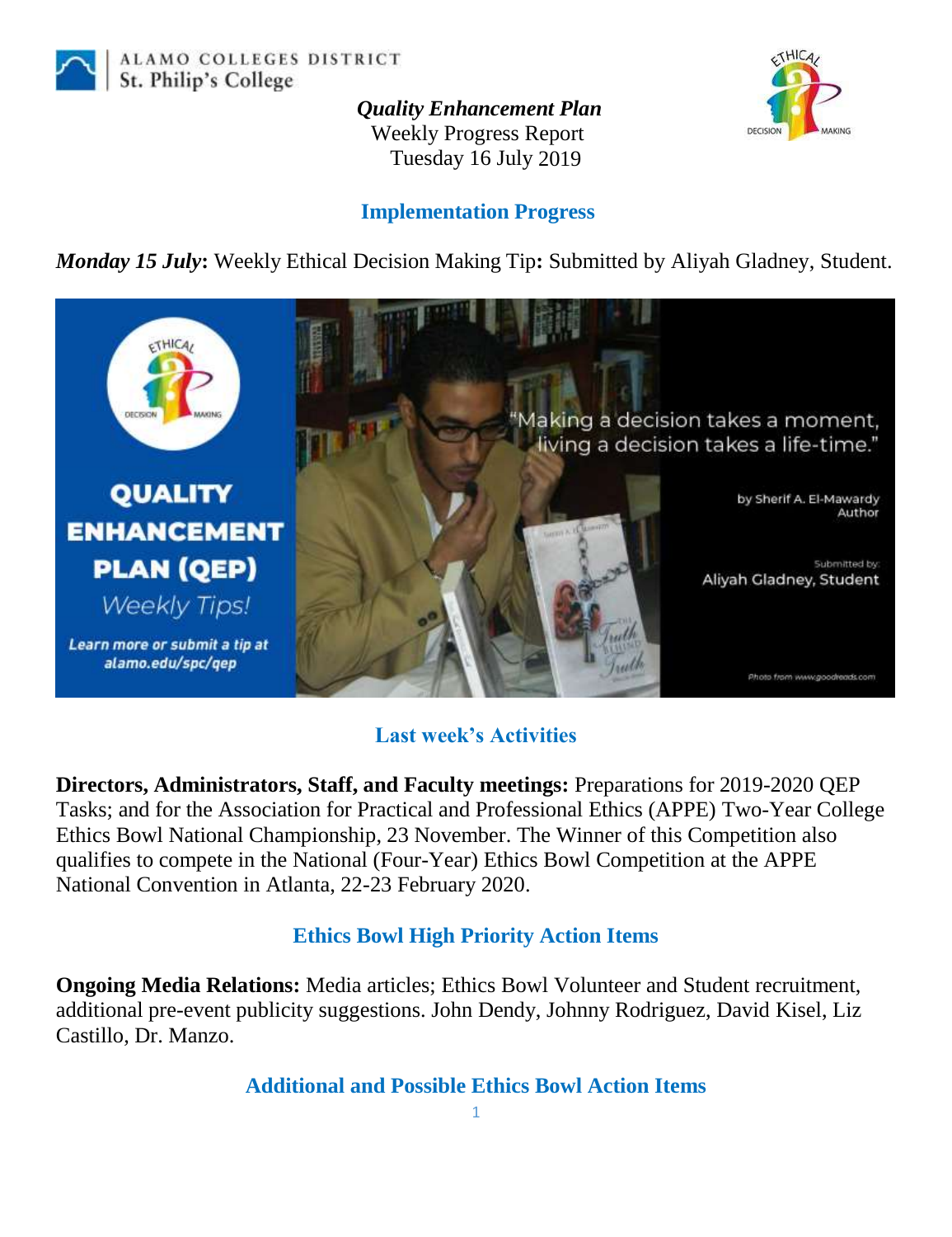ALAMO COLLEGES DISTRICT
St. Philip's College

***Quality Enhancement Plan***
Weekly Progress Report
Tuesday 16 July 2019

## Implementation Progress

***Monday 15 July*:** Weekly Ethical Decision Making Tip**:** Submitted by Aliyah Gladney, Student.

QUALITY ENHANCEMENT PLAN (QEP) *Weekly Tips!*

*Learn more or submit a tip at alamo.edu/spc/qep*

"Making a decision takes a moment, living a decision takes a life-time."

by Sherif A. El-Mawardy
Author

Submitted by:
Aliyah Gladney, Student

Photo from www.goodreads.com

## Last week's Activities

**Directors, Administrators, Staff, and Faculty meetings:** Preparations for 2019-2020 QEP Tasks; and for the Association for Practical and Professional Ethics (APPE) Two-Year College Ethics Bowl National Championship, 23 November. The Winner of this Competition also qualifies to compete in the National (Four-Year) Ethics Bowl Competition at the APPE National Convention in Atlanta, 22-23 February 2020.

## Ethics Bowl High Priority Action Items

**Ongoing Media Relations:** Media articles; Ethics Bowl Volunteer and Student recruitment, additional pre-event publicity suggestions. John Dendy, Johnny Rodriguez, David Kisel, Liz Castillo, Dr. Manzo.

## Additional and Possible Ethics Bowl Action Items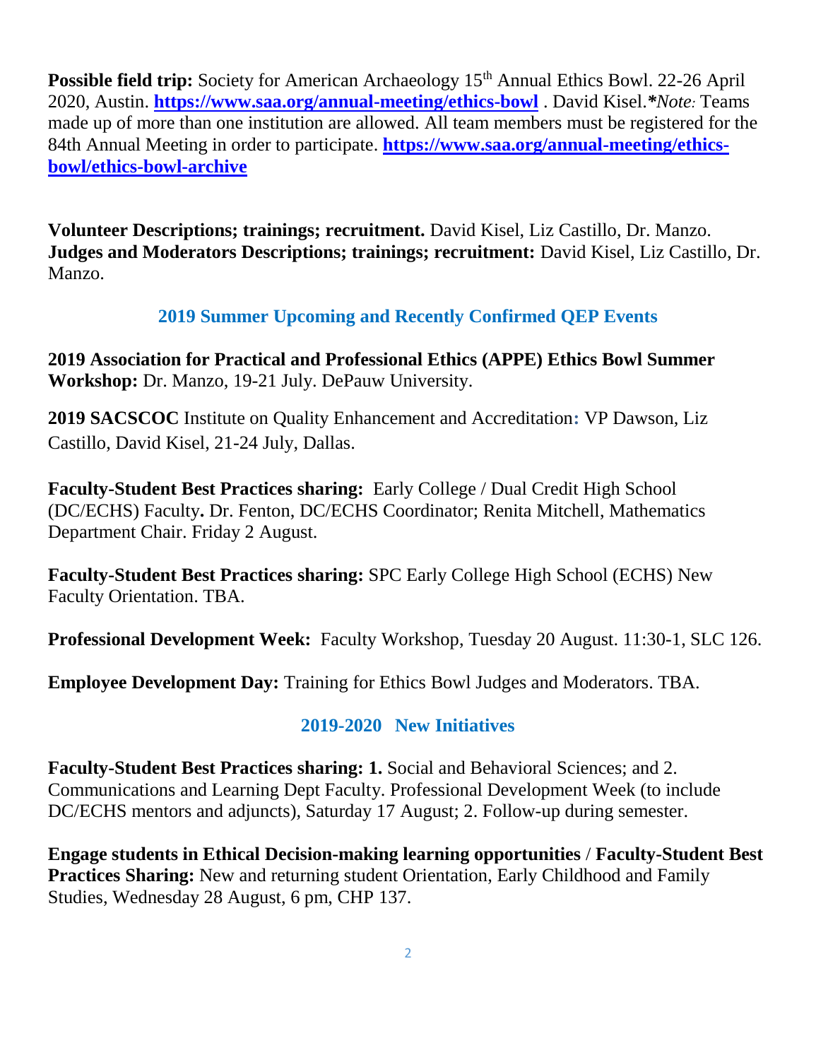**Possible field trip:** Society for American Archaeology 15th Annual Ethics Bowl. 22-26 April 2020, Austin. **https://www.saa.org/annual-meeting/ethics-bowl** . David Kisel.***Note:** Teams made up of more than one institution are allowed. All team members must be registered for the 84th Annual Meeting in order to participate. **https://www.saa.org/annual-meeting/ethics-bowl/ethics-bowl-archive**

**Volunteer Descriptions; trainings; recruitment.** David Kisel, Liz Castillo, Dr. Manzo.
**Judges and Moderators Descriptions; trainings; recruitment:** David Kisel, Liz Castillo, Dr. Manzo.

## 2019 Summer Upcoming and Recently Confirmed QEP Events

**2019 Association for Practical and Professional Ethics (APPE) Ethics Bowl Summer Workshop:** Dr. Manzo, 19-21 July. DePauw University.

**2019 SACSCOC** Institute on Quality Enhancement and Accreditation**:** VP Dawson, Liz Castillo, David Kisel, 21-24 July, Dallas.

**Faculty-Student Best Practices sharing:** Early College / Dual Credit High School (DC/ECHS) Faculty**.** Dr. Fenton, DC/ECHS Coordinator; Renita Mitchell, Mathematics Department Chair. Friday 2 August.

**Faculty-Student Best Practices sharing:** SPC Early College High School (ECHS) New Faculty Orientation. TBA.

**Professional Development Week:** Faculty Workshop, Tuesday 20 August. 11:30-1, SLC 126.

**Employee Development Day:** Training for Ethics Bowl Judges and Moderators. TBA.

## 2019-2020 New Initiatives

**Faculty-Student Best Practices sharing: 1.** Social and Behavioral Sciences; and 2. Communications and Learning Dept Faculty. Professional Development Week (to include DC/ECHS mentors and adjuncts), Saturday 17 August; 2. Follow-up during semester.

**Engage students in Ethical Decision-making learning opportunities / Faculty-Student Best Practices Sharing:** New and returning student Orientation, Early Childhood and Family Studies, Wednesday 28 August, 6 pm, CHP 137.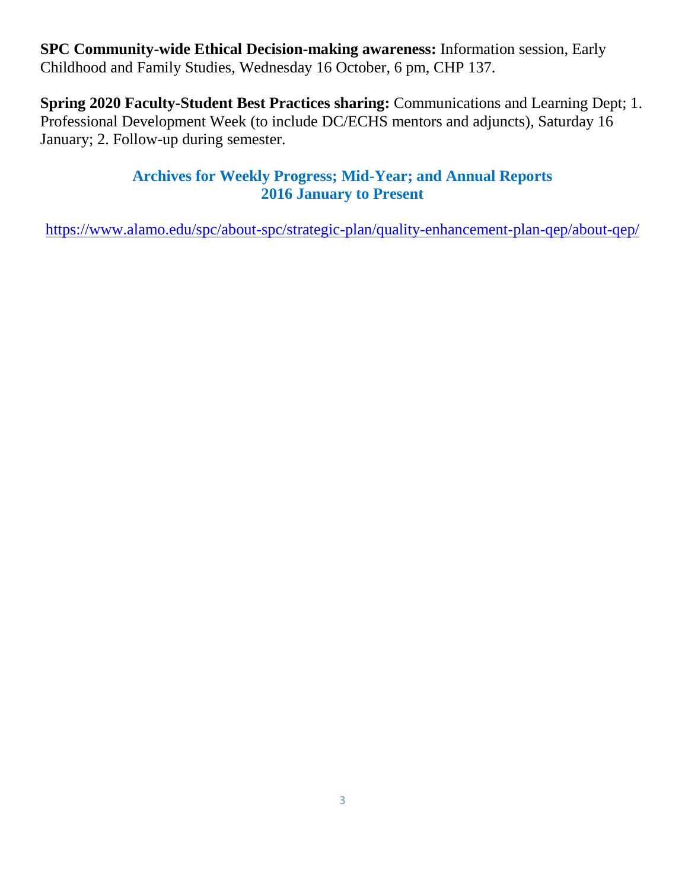**SPC Community-wide Ethical Decision-making awareness:** Information session, Early Childhood and Family Studies, Wednesday 16 October, 6 pm, CHP 137.

**Spring 2020 Faculty-Student Best Practices sharing:** Communications and Learning Dept; 1. Professional Development Week (to include DC/ECHS mentors and adjuncts), Saturday 16 January; 2. Follow-up during semester.

## Archives for Weekly Progress; Mid-Year; and Annual Reports
## 2016 January to Present

https://www.alamo.edu/spc/about-spc/strategic-plan/quality-enhancement-plan-qep/about-qep/